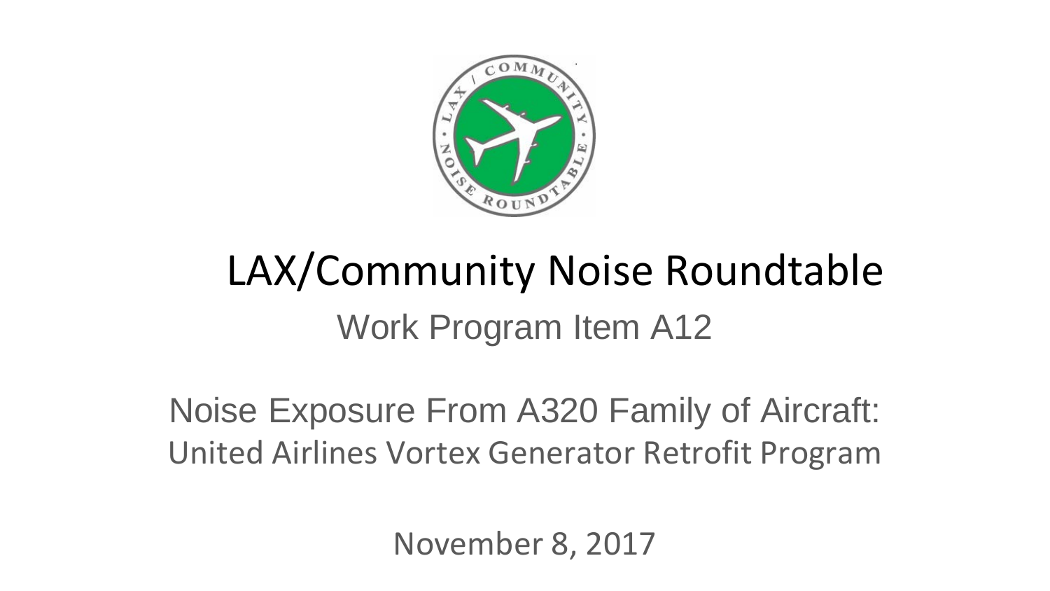# LAX/Community Noise Roundtable

## Work Program Item A12

## Noise Exposure From A320 Family of Aircraft:

United Airlines Vortex Generator Retrofit Program

November 8, 2017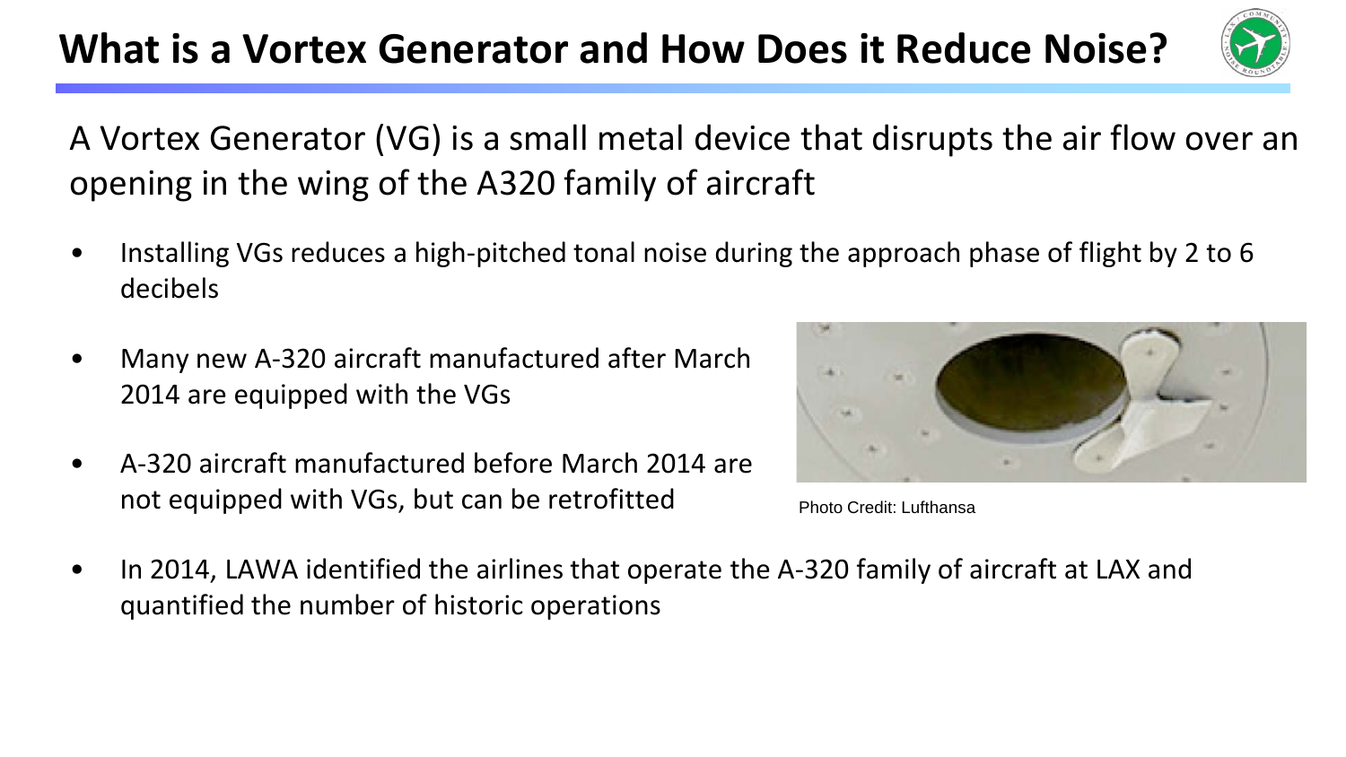# What is a Vortex Generator and How Does it Reduce Noise?

A Vortex Generator (VG) is a small metal device that disrupts the air flow over an opening in the wing of the A320 family of aircraft

- Installing VGs reduces a high-pitched tonal noise during the approach phase of flight by 2 to 6 decibels
- Many new A-320 aircraft manufactured after March 2014 are equipped with the VGs
- A-320 aircraft manufactured before March 2014 are not equipped with VGs, but can be retrofitted

Photo Credit: Lufthansa

- In 2014, LAWA identified the airlines that operate the A-320 family of aircraft at LAX and quantified the number of historic operations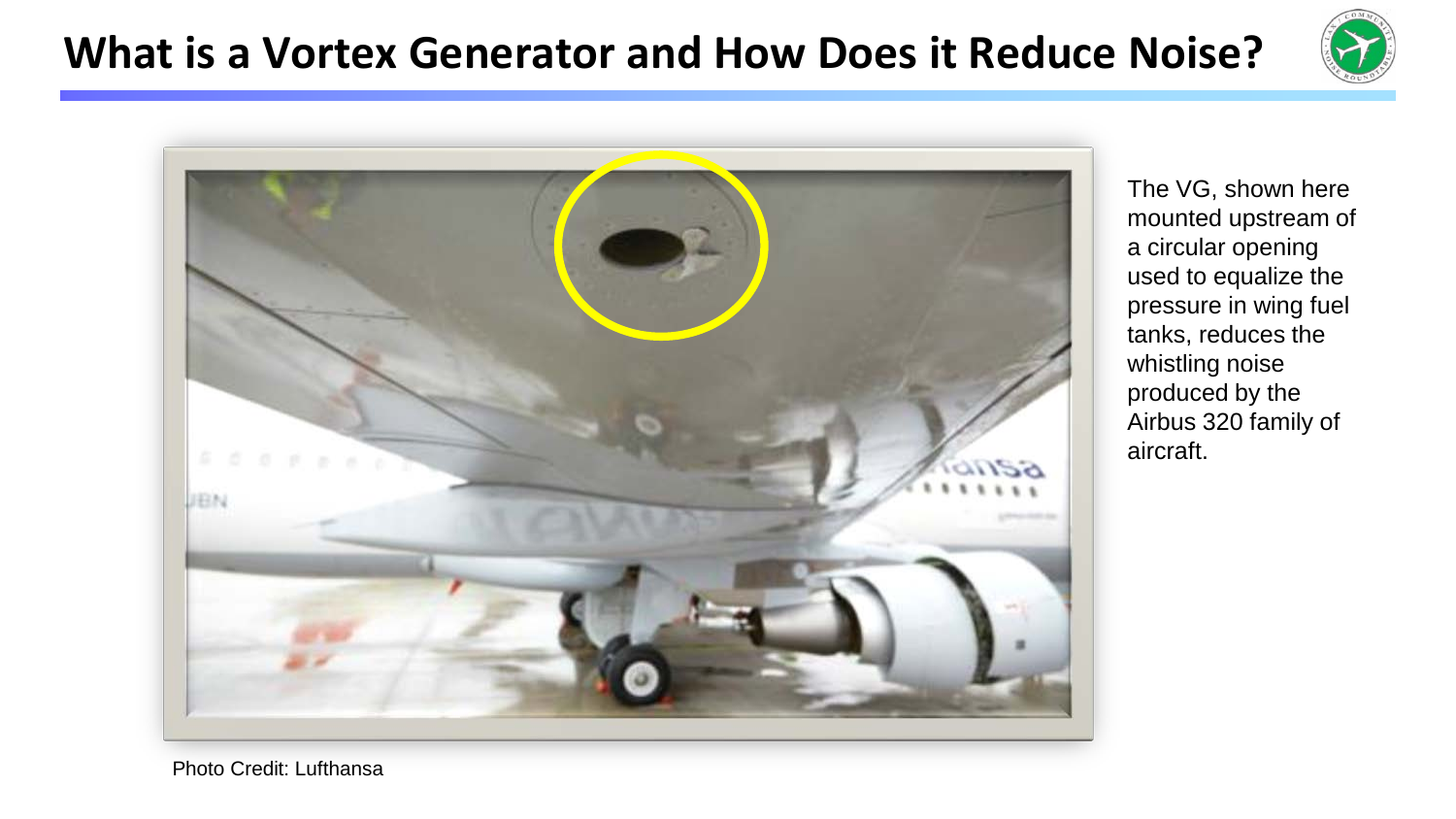# What is a Vortex Generator and How Does it Reduce Noise?

The VG, shown here mounted upstream of a circular opening used to equalize the pressure in wing fuel tanks, reduces the whistling noise produced by the Airbus 320 family of aircraft.

Photo Credit: Lufthansa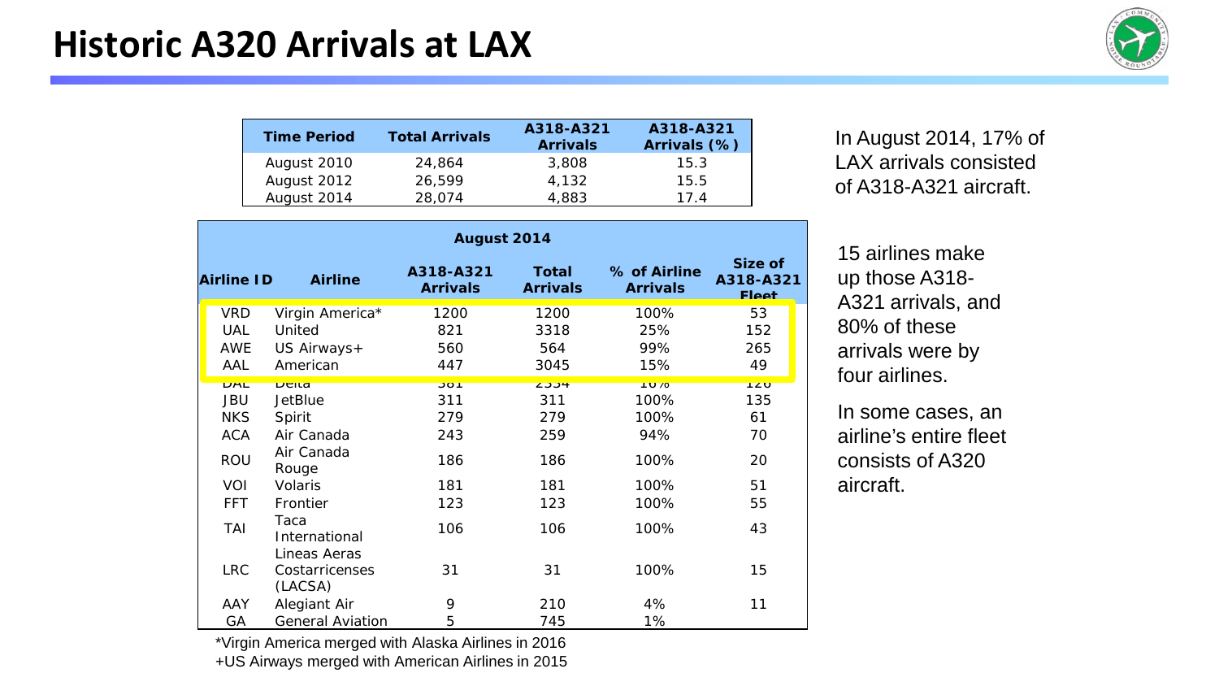# Historic A320 Arrivals at LAX

| Time Period | Total Arrivals | A318-A321 Arrivals | A318-A321 Arrivals (%) |
| --- | --- | --- | --- |
| August 2010 | 24,864 | 3,808 | 15.3 |
| August 2012 | 26,599 | 4,132 | 15.5 |
| August 2014 | 28,074 | 4,883 | 17.4 |

| August 2014 | | | | | |
| --- | --- | --- | --- | --- | --- |
| Airline ID | Airline | A318-A321 Arrivals | Total Arrivals | % of Airline Arrivals | Size of A318-A321 Fleet |
| VRD | Virgin America* | 1200 | 1200 | 100% | 53 |
| UAL | United | 821 | 3318 | 25% | 152 |
| AWE | US Airways+ | 560 | 564 | 99% | 265 |
| AAL | American | 447 | 3045 | 15% | 49 |
| DAL | Delta | 381 | 2354 | 16% | 126 |
| JBU | JetBlue | 311 | 311 | 100% | 135 |
| NKS | Spirit | 279 | 279 | 100% | 61 |
| ACA | Air Canada | 243 | 259 | 94% | 70 |
| ROU | Air Canada Rouge | 186 | 186 | 100% | 20 |
| VOI | Volaris | 181 | 181 | 100% | 51 |
| FFT | Frontier | 123 | 123 | 100% | 55 |
| TAI | Taca International | 106 | 106 | 100% | 43 |
| LRC | Lineas Aeras Costarricenses (LACSA) | 31 | 31 | 100% | 15 |
| AAY | Alegiant Air | 9 | 210 | 4% | 11 |
| GA | General Aviation | 5 | 745 | 1% | |

*Virgin America merged with Alaska Airlines in 2016

+US Airways merged with American Airlines in 2015

In August 2014, 17% of LAX arrivals consisted of A318-A321 aircraft.

15 airlines make up those A318-A321 arrivals, and 80% of these arrivals were by four airlines.

In some cases, an airline's entire fleet consists of A320 aircraft.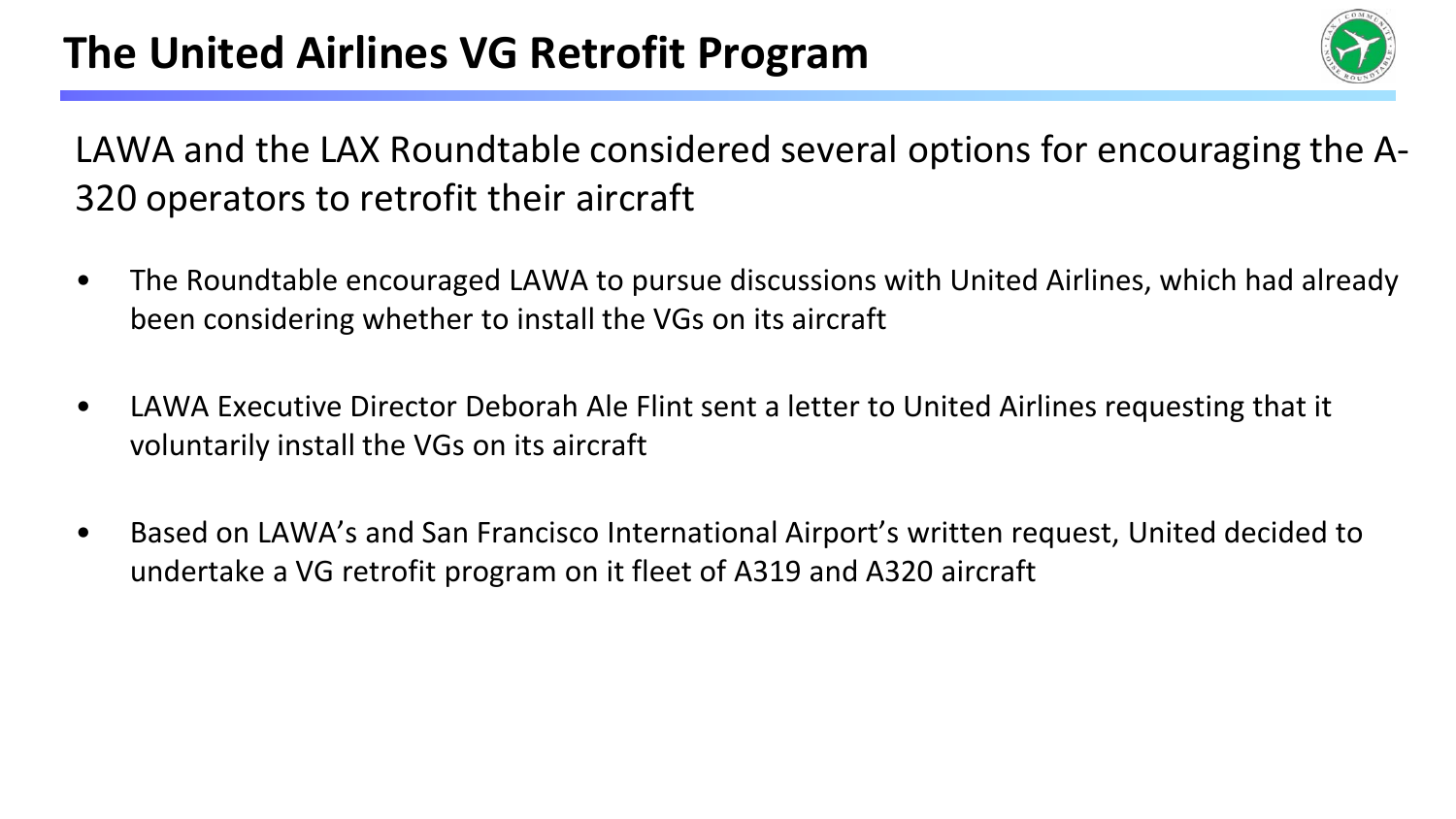# The United Airlines VG Retrofit Program

LAWA and the LAX Roundtable considered several options for encouraging the A-320 operators to retrofit their aircraft

- The Roundtable encouraged LAWA to pursue discussions with United Airlines, which had already been considering whether to install the VGs on its aircraft
- LAWA Executive Director Deborah Ale Flint sent a letter to United Airlines requesting that it voluntarily install the VGs on its aircraft
- Based on LAWA's and San Francisco International Airport's written request, United decided to undertake a VG retrofit program on it fleet of A319 and A320 aircraft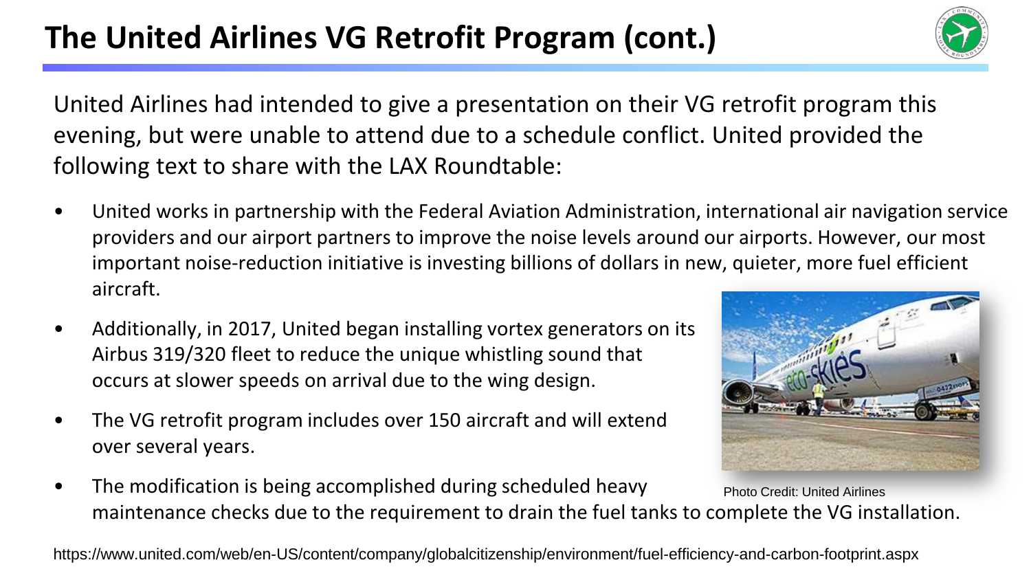# The United Airlines VG Retrofit Program (cont.)

United Airlines had intended to give a presentation on their VG retrofit program this evening, but were unable to attend due to a schedule conflict. United provided the following text to share with the LAX Roundtable:

- United works in partnership with the Federal Aviation Administration, international air navigation service providers and our airport partners to improve the noise levels around our airports. However, our most important noise-reduction initiative is investing billions of dollars in new, quieter, more fuel efficient aircraft.
- Additionally, in 2017, United began installing vortex generators on its Airbus 319/320 fleet to reduce the unique whistling sound that occurs at slower speeds on arrival due to the wing design.
- The VG retrofit program includes over 150 aircraft and will extend over several years.
- The modification is being accomplished during scheduled heavy maintenance checks due to the requirement to drain the fuel tanks to complete the VG installation.

Photo Credit: United Airlines

https://www.united.com/web/en-US/content/company/globalcitizenship/environment/fuel-efficiency-and-carbon-footprint.aspx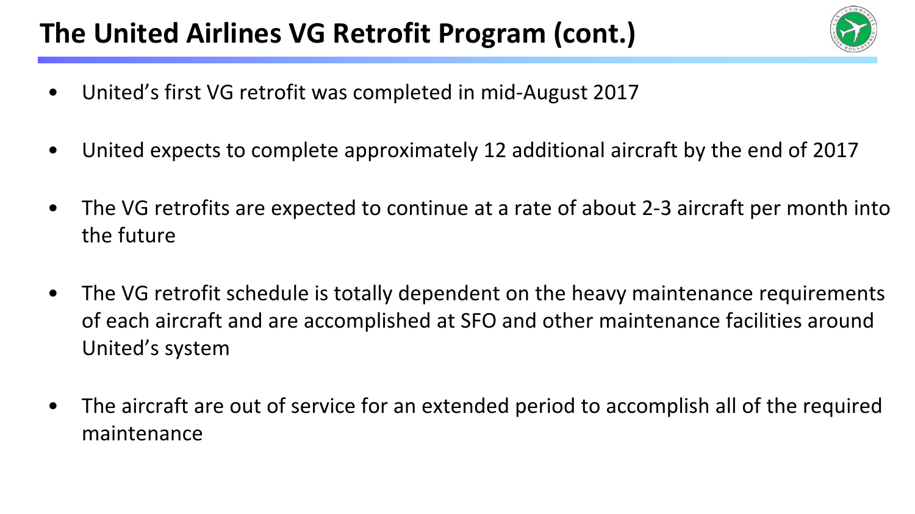# The United Airlines VG Retrofit Program (cont.)

- United's first VG retrofit was completed in mid-August 2017
- United expects to complete approximately 12 additional aircraft by the end of 2017
- The VG retrofits are expected to continue at a rate of about 2-3 aircraft per month into the future
- The VG retrofit schedule is totally dependent on the heavy maintenance requirements of each aircraft and are accomplished at SFO and other maintenance facilities around United's system
- The aircraft are out of service for an extended period to accomplish all of the required maintenance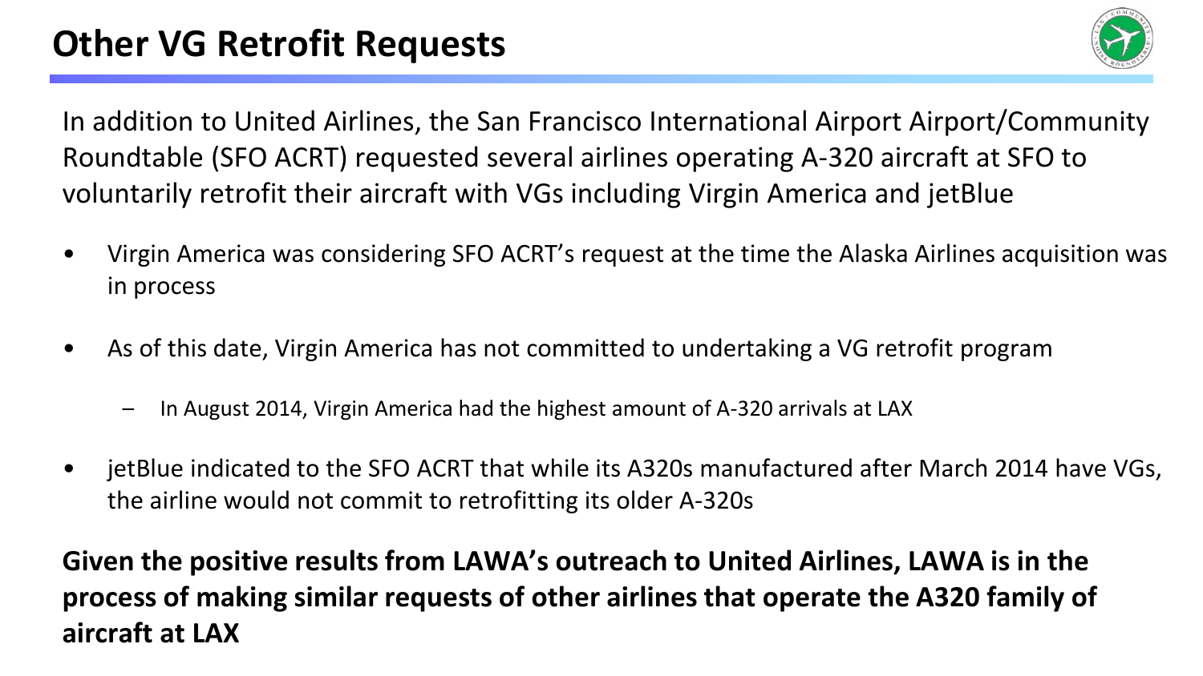# Other VG Retrofit Requests

In addition to United Airlines, the San Francisco International Airport Airport/Community Roundtable (SFO ACRT) requested several airlines operating A-320 aircraft at SFO to voluntarily retrofit their aircraft with VGs including Virgin America and jetBlue

- Virgin America was considering SFO ACRT's request at the time the Alaska Airlines acquisition was in process
- As of this date, Virgin America has not committed to undertaking a VG retrofit program
  - In August 2014, Virgin America had the highest amount of A-320 arrivals at LAX
- jetBlue indicated to the SFO ACRT that while its A320s manufactured after March 2014 have VGs, the airline would not commit to retrofitting its older A-320s

**Given the positive results from LAWA's outreach to United Airlines, LAWA is in the process of making similar requests of other airlines that operate the A320 family of aircraft at LAX**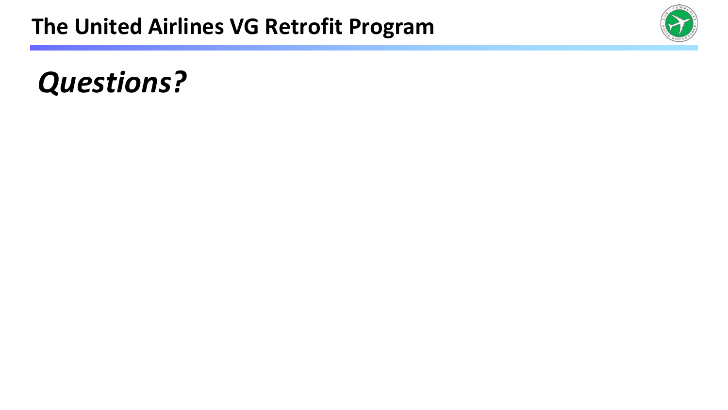# The United Airlines VG Retrofit Program

***Questions?***